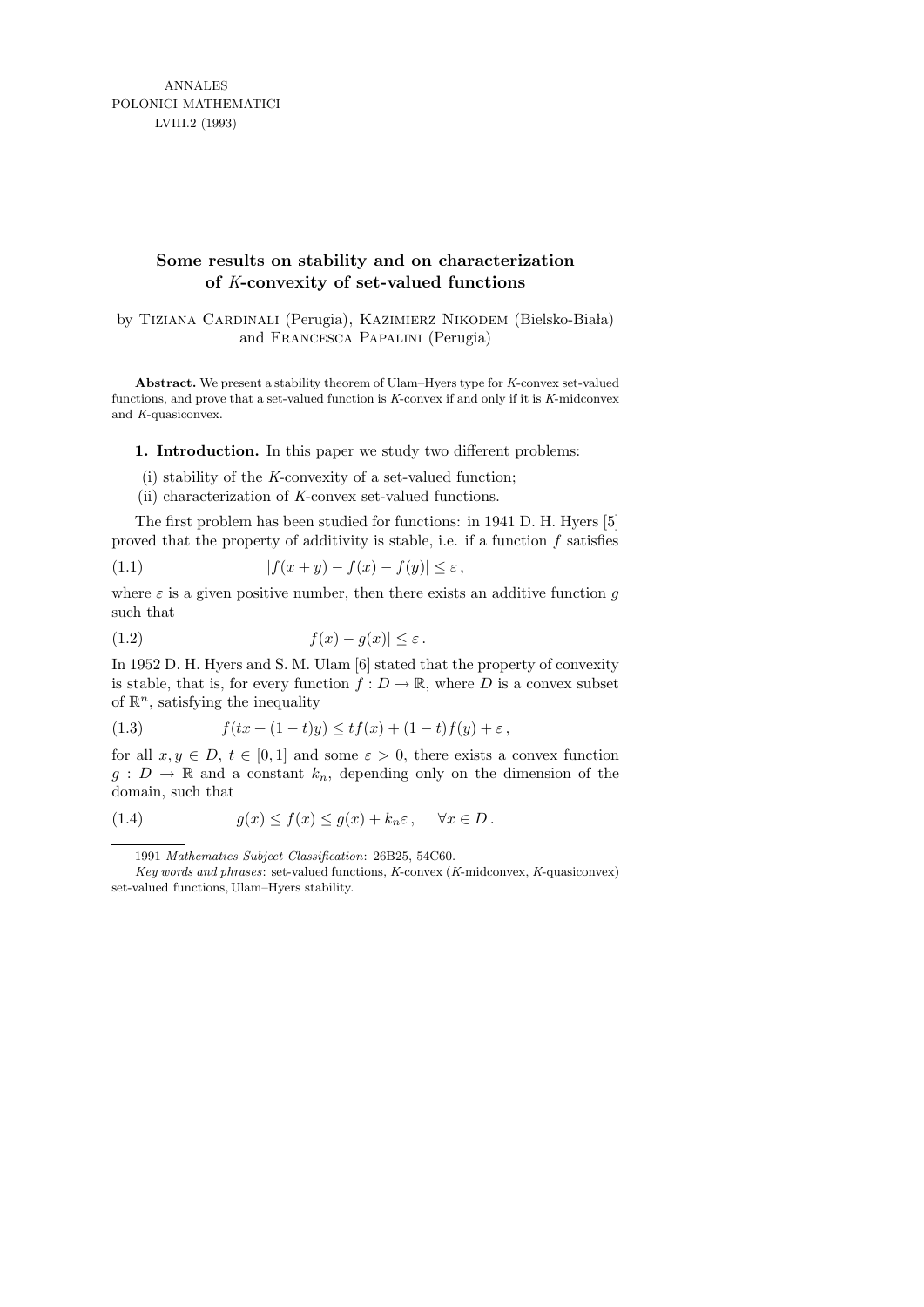ANNALES
POLONICI MATHEMATICI
LVIII.2 (1993)

# Some results on stability and on characterization of $K$-convexity of set-valued functions

by Tiziana Cardinali (Perugia), Kazimierz Nikodem (Bielsko-Biała) and Francesca Papalini (Perugia)

**Abstract.** We present a stability theorem of Ulam–Hyers type for $K$-convex set-valued functions, and prove that a set-valued function is $K$-convex if and only if it is $K$-midconvex and $K$-quasiconvex.

**1. Introduction.** In this paper we study two different problems:

(i) stability of the $K$-convexity of a set-valued function;
(ii) characterization of $K$-convex set-valued functions.

The first problem has been studied for functions: in 1941 D. H. Hyers [5] proved that the property of additivity is stable, i.e. if a function $f$ satisfies

$$|f(x+y) - f(x) - f(y)| \le \varepsilon\,, \tag{1.1}$$

where $\varepsilon$ is a given positive number, then there exists an additive function $g$ such that

$$|f(x) - g(x)| \le \varepsilon\,. \tag{1.2}$$

In 1952 D. H. Hyers and S. M. Ulam [6] stated that the property of convexity is stable, that is, for every function $f : D \to \mathbb{R}$, where $D$ is a convex subset of $\mathbb{R}^n$, satisfying the inequality

$$f(tx + (1-t)y) \le tf(x) + (1-t)f(y) + \varepsilon\,, \tag{1.3}$$

for all $x, y \in D$, $t \in [0,1]$ and some $\varepsilon > 0$, there exists a convex function $g : D \to \mathbb{R}$ and a constant $k_n$, depending only on the dimension of the domain, such that

$$g(x) \le f(x) \le g(x) + k_n\varepsilon\,, \quad \forall x \in D\,. \tag{1.4}$$

---

1991 *Mathematics Subject Classification*: 26B25, 54C60.

*Key words and phrases*: set-valued functions, $K$-convex ($K$-midconvex, $K$-quasiconvex) set-valued functions, Ulam–Hyers stability.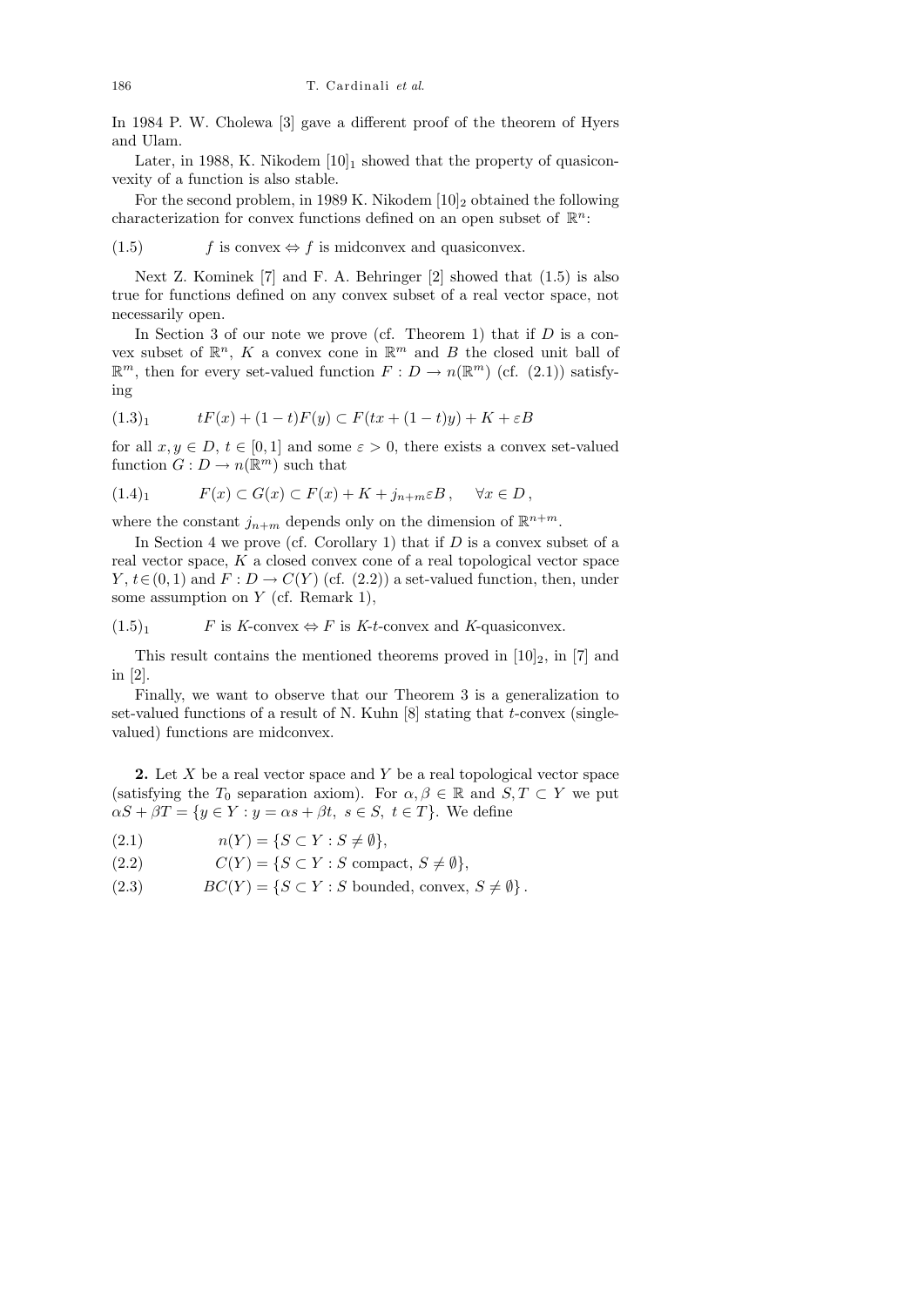In 1984 P. W. Cholewa [3] gave a different proof of the theorem of Hyers and Ulam.

Later, in 1988, K. Nikodem $[10]_1$ showed that the property of quasiconvexity of a function is also stable.

For the second problem, in 1989 K. Nikodem $[10]_2$ obtained the following characterization for convex functions defined on an open subset of $\mathbb{R}^n$:

$$f \text{ is convex} \Leftrightarrow f \text{ is midconvex and quasiconvex.} \tag{1.5}$$

Next Z. Kominek [7] and F. A. Behringer [2] showed that (1.5) is also true for functions defined on any convex subset of a real vector space, not necessarily open.

In Section 3 of our note we prove (cf. Theorem 1) that if $D$ is a convex subset of $\mathbb{R}^n$, $K$ a convex cone in $\mathbb{R}^m$ and $B$ the closed unit ball of $\mathbb{R}^m$, then for every set-valued function $F : D \to n(\mathbb{R}^m)$ (cf. (2.1)) satisfying

$$tF(x) + (1-t)F(y) \subset F(tx + (1-t)y) + K + \varepsilon B \tag{$1.3_1$}$$

for all $x, y \in D$, $t \in [0, 1]$ and some $\varepsilon > 0$, there exists a convex set-valued function $G : D \to n(\mathbb{R}^m)$ such that

$$F(x) \subset G(x) \subset F(x) + K + j_{n+m}\varepsilon B\,, \quad \forall x \in D\,, \tag{$1.4_1$}$$

where the constant $j_{n+m}$ depends only on the dimension of $\mathbb{R}^{n+m}$.

In Section 4 we prove (cf. Corollary 1) that if $D$ is a convex subset of a real vector space, $K$ a closed convex cone of a real topological vector space $Y$, $t \in (0, 1)$ and $F : D \to C(Y)$ (cf. (2.2)) a set-valued function, then, under some assumption on $Y$ (cf. Remark 1),

$$F \text{ is } K\text{-convex} \Leftrightarrow F \text{ is } K\text{-}t\text{-convex and } K\text{-quasiconvex.} \tag{$1.5_1$}$$

This result contains the mentioned theorems proved in $[10]_2$, in [7] and in [2].

Finally, we want to observe that our Theorem 3 is a generalization to set-valued functions of a result of N. Kuhn [8] stating that $t$-convex (single-valued) functions are midconvex.

**2.** Let $X$ be a real vector space and $Y$ be a real topological vector space (satisfying the $T_0$ separation axiom). For $\alpha, \beta \in \mathbb{R}$ and $S, T \subset Y$ we put $\alpha S + \beta T = \{y \in Y : y = \alpha s + \beta t,\ s \in S,\ t \in T\}$. We define

$$n(Y) = \{S \subset Y : S \neq \emptyset\}, \tag{2.1}$$

$$C(Y) = \{S \subset Y : S \text{ compact},\ S \neq \emptyset\}, \tag{2.2}$$

$$BC(Y) = \{S \subset Y : S \text{ bounded, convex},\ S \neq \emptyset\}\,. \tag{2.3}$$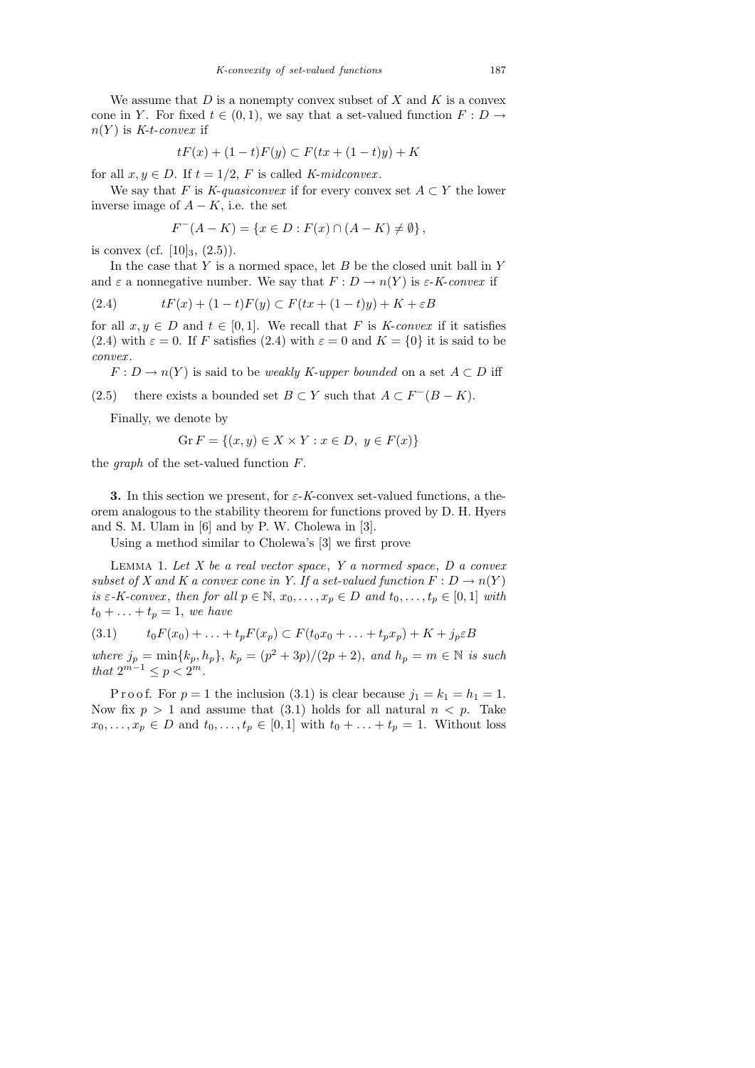We assume that $D$ is a nonempty convex subset of $X$ and $K$ is a convex cone in $Y$. For fixed $t \in (0,1)$, we say that a set-valued function $F : D \to n(Y)$ is *$K$-$t$-convex* if

$$tF(x) + (1-t)F(y) \subset F(tx + (1-t)y) + K$$

for all $x, y \in D$. If $t = 1/2$, $F$ is called *$K$-midconvex*.

We say that $F$ is *$K$-quasiconvex* if for every convex set $A \subset Y$ the lower inverse image of $A - K$, i.e. the set

$$F^-(A-K) = \{x \in D : F(x) \cap (A-K) \neq \emptyset\},$$

is convex (cf. $[10]_3$, (2.5)).

In the case that $Y$ is a normed space, let $B$ be the closed unit ball in $Y$ and $\varepsilon$ a nonnegative number. We say that $F : D \to n(Y)$ is *$\varepsilon$-$K$-convex* if

$$tF(x) + (1-t)F(y) \subset F(tx + (1-t)y) + K + \varepsilon B \tag{2.4}$$

for all $x, y \in D$ and $t \in [0,1]$. We recall that $F$ is *$K$-convex* if it satisfies (2.4) with $\varepsilon = 0$. If $F$ satisfies (2.4) with $\varepsilon = 0$ and $K = \{0\}$ it is said to be *convex*.

$F : D \to n(Y)$ is said to be *weakly $K$-upper bounded* on a set $A \subset D$ iff

(2.5) there exists a bounded set $B \subset Y$ such that $A \subset F^-(B - K)$.

Finally, we denote by

$$\operatorname{Gr} F = \{(x,y) \in X \times Y : x \in D,\ y \in F(x)\}$$

the *graph* of the set-valued function $F$.

**3.** In this section we present, for $\varepsilon$-$K$-convex set-valued functions, a theorem analogous to the stability theorem for functions proved by D. H. Hyers and S. M. Ulam in [6] and by P. W. Cholewa in [3].

Using a method similar to Cholewa's [3] we first prove

LEMMA 1. *Let $X$ be a real vector space, $Y$ a normed space, $D$ a convex subset of $X$ and $K$ a convex cone in $Y$. If a set-valued function $F : D \to n(Y)$ is $\varepsilon$-$K$-convex, then for all $p \in \mathbb{N}$, $x_0, \ldots, x_p \in D$ and $t_0, \ldots, t_p \in [0,1]$ with $t_0 + \ldots + t_p = 1$, we have*

$$t_0F(x_0) + \ldots + t_pF(x_p) \subset F(t_0x_0 + \ldots + t_px_p) + K + j_p\varepsilon B \tag{3.1}$$

*where $j_p = \min\{k_p, h_p\}$, $k_p = (p^2 + 3p)/(2p + 2)$, and $h_p = m \in \mathbb{N}$ is such that $2^{m-1} \le p < 2^m$.*

Proof. For $p = 1$ the inclusion (3.1) is clear because $j_1 = k_1 = h_1 = 1$. Now fix $p > 1$ and assume that (3.1) holds for all natural $n < p$. Take $x_0, \ldots, x_p \in D$ and $t_0, \ldots, t_p \in [0,1]$ with $t_0 + \ldots + t_p = 1$. Without loss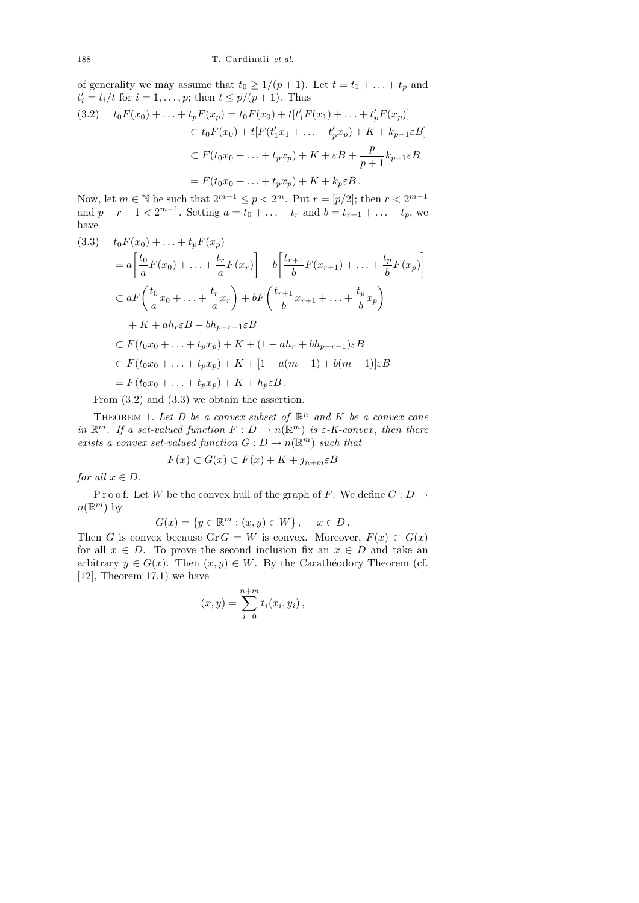of generality we may assume that $t_0 \geq 1/(p+1)$. Let $t = t_1 + \ldots + t_p$ and $t'_i = t_i/t$ for $i = 1, \ldots, p$; then $t \leq p/(p+1)$. Thus

$$
\begin{aligned}
(3.2)\qquad t_0F(x_0) + \ldots + t_pF(x_p) &= t_0F(x_0) + t[t'_1F(x_1) + \ldots + t'_pF(x_p)] \\
&\subset t_0F(x_0) + t[F(t'_1x_1 + \ldots + t'_px_p) + K + k_{p-1}\varepsilon B] \\
&\subset F(t_0x_0 + \ldots + t_px_p) + K + \varepsilon B + \frac{p}{p+1}k_{p-1}\varepsilon B \\
&= F(t_0x_0 + \ldots + t_px_p) + K + k_p\varepsilon B\,.
\end{aligned}
$$

Now, let $m \in \mathbb{N}$ be such that $2^{m-1} \leq p < 2^m$. Put $r = [p/2]$; then $r < 2^{m-1}$ and $p - r - 1 < 2^{m-1}$. Setting $a = t_0 + \ldots + t_r$ and $b = t_{r+1} + \ldots + t_p$, we have

$$
\begin{aligned}
(3.3)\qquad & t_0F(x_0) + \ldots + t_pF(x_p) \\
&= a\bigg[\frac{t_0}{a}F(x_0) + \ldots + \frac{t_r}{a}F(x_r)\bigg] + b\bigg[\frac{t_{r+1}}{b}F(x_{r+1}) + \ldots + \frac{t_p}{b}F(x_p)\bigg] \\
&\subset aF\bigg(\frac{t_0}{a}x_0 + \ldots + \frac{t_r}{a}x_r\bigg) + bF\bigg(\frac{t_{r+1}}{b}x_{r+1} + \ldots + \frac{t_p}{b}x_p\bigg) \\
&\quad + K + ah_r\varepsilon B + bh_{p-r-1}\varepsilon B \\
&\subset F(t_0x_0 + \ldots + t_px_p) + K + (1 + ah_r + bh_{p-r-1})\varepsilon B \\
&\subset F(t_0x_0 + \ldots + t_px_p) + K + [1 + a(m-1) + b(m-1)]\varepsilon B \\
&= F(t_0x_0 + \ldots + t_px_p) + K + h_p\varepsilon B\,.
\end{aligned}
$$

From (3.2) and (3.3) we obtain the assertion.

THEOREM 1. *Let $D$ be a convex subset of $\mathbb{R}^n$ and $K$ be a convex cone in $\mathbb{R}^m$. If a set-valued function $F : D \to n(\mathbb{R}^m)$ is $\varepsilon$-$K$-convex, then there exists a convex set-valued function $G : D \to n(\mathbb{R}^m)$ such that*

$$F(x) \subset G(x) \subset F(x) + K + j_{n+m}\varepsilon B$$

*for all $x \in D$.*

Proof. Let $W$ be the convex hull of the graph of $F$. We define $G : D \to n(\mathbb{R}^m)$ by

$$G(x) = \{y \in \mathbb{R}^m : (x, y) \in W\}\,, \qquad x \in D\,.$$

Then $G$ is convex because $\operatorname{Gr} G = W$ is convex. Moreover, $F(x) \subset G(x)$ for all $x \in D$. To prove the second inclusion fix an $x \in D$ and take an arbitrary $y \in G(x)$. Then $(x, y) \in W$. By the Carathéodory Theorem (cf. [12], Theorem 17.1) we have

$$(x, y) = \sum_{i=0}^{n+m} t_i(x_i, y_i)\,,$$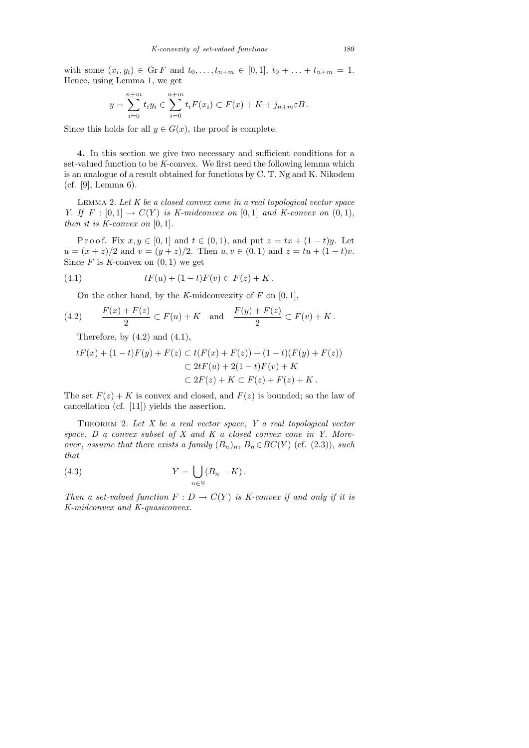with some $(x_i, y_i) \in \operatorname{Gr} F$ and $t_0, \ldots, t_{n+m} \in [0,1]$, $t_0 + \ldots + t_{n+m} = 1$. Hence, using Lemma 1, we get

$$y = \sum_{i=0}^{n+m} t_i y_i \in \sum_{i=0}^{n+m} t_i F(x_i) \subset F(x) + K + j_{n+m}\varepsilon B\,.$$

Since this holds for all $y \in G(x)$, the proof is complete.

**4.** In this section we give two necessary and sufficient conditions for a set-valued function to be $K$-convex. We first need the following lemma which is an analogue of a result obtained for functions by C. T. Ng and K. Nikodem (cf. [9], Lemma 6).

Lemma 2. *Let $K$ be a closed convex cone in a real topological vector space $Y$. If $F : [0,1] \to C(Y)$ is $K$-midconvex on $[0,1]$ and $K$-convex on $(0,1)$, then it is $K$-convex on $[0,1]$.*

Proof. Fix $x, y \in [0,1]$ and $t \in (0,1)$, and put $z = tx + (1-t)y$. Let $u = (x+z)/2$ and $v = (y+z)/2$. Then $u, v \in (0,1)$ and $z = tu + (1-t)v$. Since $F$ is $K$-convex on $(0,1)$ we get

$$tF(u) + (1-t)F(v) \subset F(z) + K\,. \tag{4.1}$$

On the other hand, by the $K$-midconvexity of $F$ on $[0,1]$,

$$\frac{F(x)+F(z)}{2} \subset F(u) + K \quad \text{and} \quad \frac{F(y)+F(z)}{2} \subset F(v) + K\,. \tag{4.2}$$

Therefore, by (4.2) and (4.1),

$$\begin{aligned} tF(x) + (1-t)F(y) + F(z) &\subset t(F(x)+F(z)) + (1-t)(F(y)+F(z)) \\ &\subset 2tF(u) + 2(1-t)F(v) + K \\ &\subset 2F(z) + K \subset F(z) + F(z) + K\,. \end{aligned}$$

The set $F(z) + K$ is convex and closed, and $F(z)$ is bounded; so the law of cancellation (cf. [11]) yields the assertion.

Theorem 2. *Let $X$ be a real vector space, $Y$ a real topological vector space, $D$ a convex subset of $X$ and $K$ a closed convex cone in $Y$. Moreover, assume that there exists a family $(B_n)_n$, $B_n \in BC(Y)$ (cf. (2.3)), such that*

$$Y = \bigcup_{n\in\mathbb{N}} (B_n - K)\,. \tag{4.3}$$

*Then a set-valued function $F : D \to C(Y)$ is $K$-convex if and only if it is $K$-midconvex and $K$-quasiconvex.*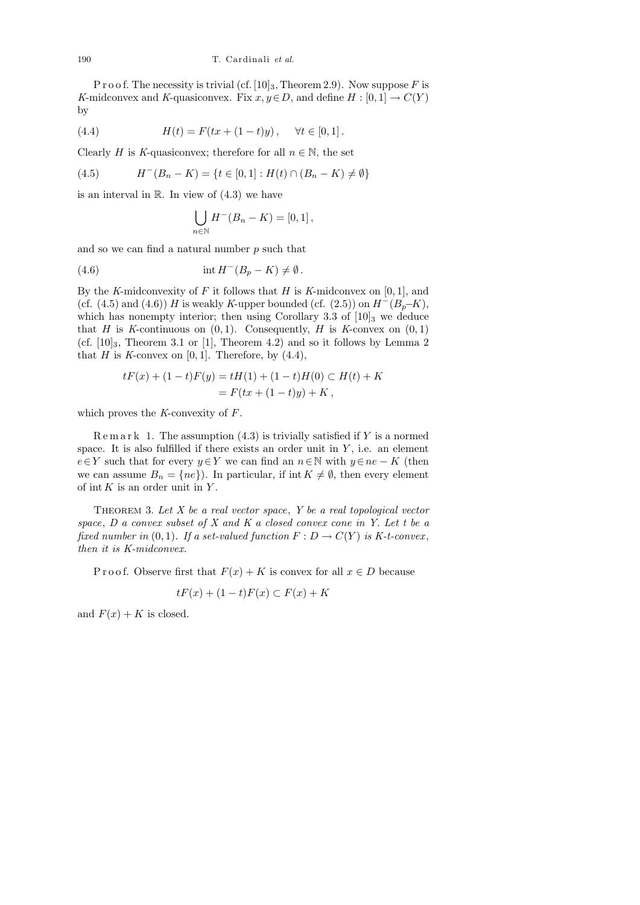P r o o f. The necessity is trivial (cf. $[10]_3$, Theorem 2.9). Now suppose $F$ is $K$-midconvex and $K$-quasiconvex. Fix $x, y \in D$, and define $H : [0,1] \to C(Y)$ by

$$H(t) = F(tx + (1-t)y)\,, \qquad \forall t \in [0,1]\,. \tag{4.4}$$

Clearly $H$ is $K$-quasiconvex; therefore for all $n \in \mathbb{N}$, the set

$$H^-(B_n - K) = \{t \in [0,1] : H(t) \cap (B_n - K) \neq \emptyset\} \tag{4.5}$$

is an interval in $\mathbb{R}$. In view of (4.3) we have

$$\bigcup_{n\in\mathbb{N}} H^-(B_n - K) = [0,1]\,,$$

and so we can find a natural number $p$ such that

$$\operatorname{int} H^-(B_p - K) \neq \emptyset\,. \tag{4.6}$$

By the $K$-midconvexity of $F$ it follows that $H$ is $K$-midconvex on $[0,1]$, and (cf. (4.5) and (4.6)) $H$ is weakly $K$-upper bounded (cf. (2.5)) on $H^-(B_p–K)$, which has nonempty interior; then using Corollary 3.3 of $[10]_3$ we deduce that $H$ is $K$-continuous on $(0,1)$. Consequently, $H$ is $K$-convex on $(0,1)$ (cf. $[10]_3$, Theorem 3.1 or [1], Theorem 4.2) and so it follows by Lemma 2 that $H$ is $K$-convex on $[0,1]$. Therefore, by (4.4),

$$\begin{aligned} tF(x) + (1-t)F(y) &= tH(1) + (1-t)H(0) \subset H(t) + K \\ &= F(tx + (1-t)y) + K\,, \end{aligned}$$

which proves the $K$-convexity of $F$.

R e m a r k 1. The assumption (4.3) is trivially satisfied if $Y$ is a normed space. It is also fulfilled if there exists an order unit in $Y$, i.e. an element $e \in Y$ such that for every $y \in Y$ we can find an $n \in \mathbb{N}$ with $y \in ne - K$ (then we can assume $B_n = \{ne\}$). In particular, if $\operatorname{int} K \neq \emptyset$, then every element of $\operatorname{int} K$ is an order unit in $Y$.

THEOREM 3. *Let $X$ be a real vector space, $Y$ be a real topological vector space, $D$ a convex subset of $X$ and $K$ a closed convex cone in $Y$. Let $t$ be a fixed number in $(0,1)$. If a set-valued function $F : D \to C(Y)$ is $K$-$t$-convex, then it is $K$-midconvex.*

P r o o f. Observe first that $F(x) + K$ is convex for all $x \in D$ because

$$tF(x) + (1-t)F(x) \subset F(x) + K$$

and $F(x) + K$ is closed.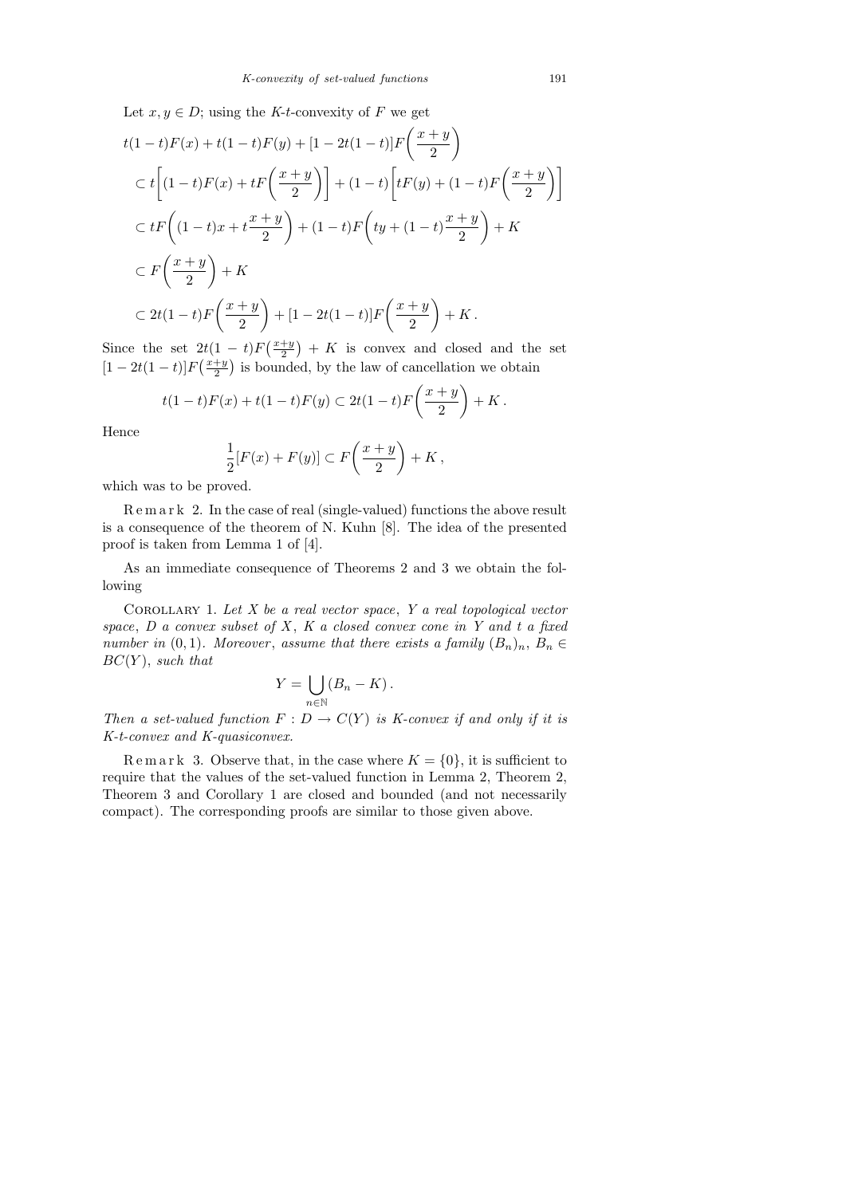Let $x, y \in D$; using the $K$-$t$-convexity of $F$ we get

$$
\begin{aligned}
& t(1-t)F(x) + t(1-t)F(y) + [1-2t(1-t)]F\left(\frac{x+y}{2}\right) \\
& \subset t\left[(1-t)F(x) + tF\left(\frac{x+y}{2}\right)\right] + (1-t)\left[tF(y) + (1-t)F\left(\frac{x+y}{2}\right)\right] \\
& \subset tF\left((1-t)x + t\frac{x+y}{2}\right) + (1-t)F\left(ty + (1-t)\frac{x+y}{2}\right) + K \\
& \subset F\left(\frac{x+y}{2}\right) + K \\
& \subset 2t(1-t)F\left(\frac{x+y}{2}\right) + [1-2t(1-t)]F\left(\frac{x+y}{2}\right) + K\,.
\end{aligned}
$$

Since the set $2t(1-t)F\left(\frac{x+y}{2}\right) + K$ is convex and closed and the set $[1-2t(1-t)]F\left(\frac{x+y}{2}\right)$ is bounded, by the law of cancellation we obtain

$$
t(1-t)F(x) + t(1-t)F(y) \subset 2t(1-t)F\left(\frac{x+y}{2}\right) + K\,.
$$

Hence

$$
\frac{1}{2}[F(x) + F(y)] \subset F\left(\frac{x+y}{2}\right) + K\,,
$$

which was to be proved.

Remark 2. In the case of real (single-valued) functions the above result is a consequence of the theorem of N. Kuhn [8]. The idea of the presented proof is taken from Lemma 1 of [4].

As an immediate consequence of Theorems 2 and 3 we obtain the following

Corollary 1. *Let $X$ be a real vector space, $Y$ a real topological vector space, $D$ a convex subset of $X$, $K$ a closed convex cone in $Y$ and $t$ a fixed number in $(0,1)$. Moreover, assume that there exists a family $(B_n)_n$, $B_n \in BC(Y)$, such that*

$$
Y = \bigcup_{n \in \mathbb{N}} (B_n - K)\,.
$$

*Then a set-valued function $F : D \to C(Y)$ is $K$-convex if and only if it is $K$-$t$-convex and $K$-quasiconvex.*

Remark 3. Observe that, in the case where $K = \{0\}$, it is sufficient to require that the values of the set-valued function in Lemma 2, Theorem 2, Theorem 3 and Corollary 1 are closed and bounded (and not necessarily compact). The corresponding proofs are similar to those given above.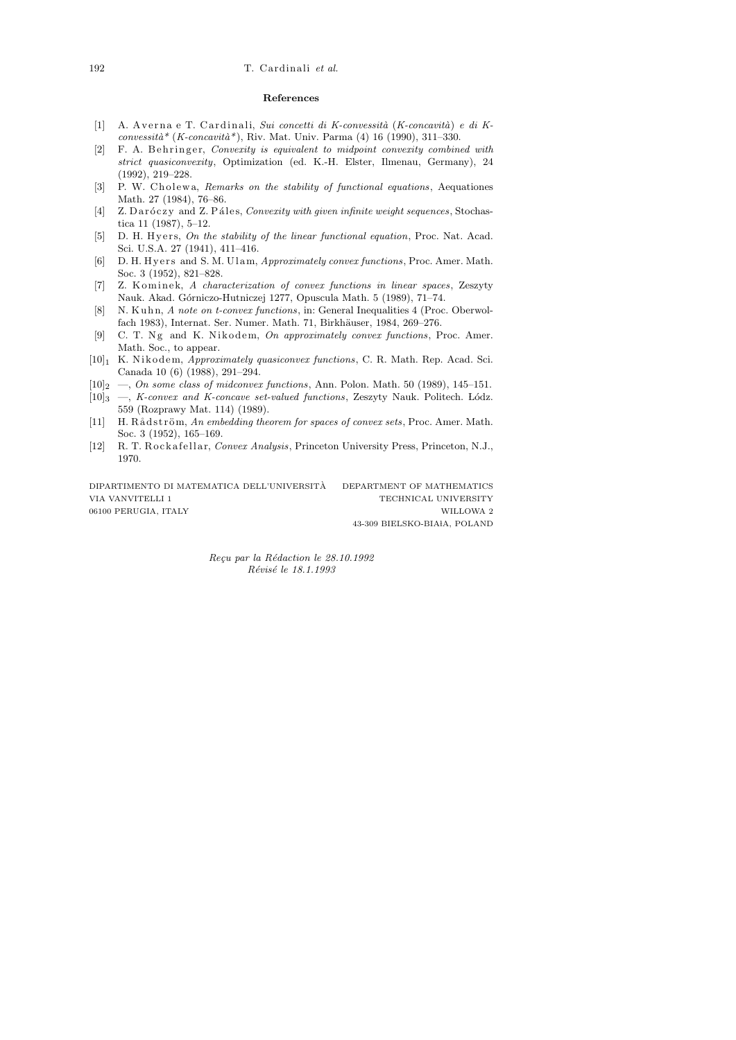## References

[1] A. Averna e T. Cardinali, *Sui concetti di K-convessità (K-concavità) e di K-convessità\* (K-concavità\*)*, Riv. Mat. Univ. Parma (4) 16 (1990), 311–330.

[2] F. A. Behringer, *Convexity is equivalent to midpoint convexity combined with strict quasiconvexity*, Optimization (ed. K.-H. Elster, Ilmenau, Germany), 24 (1992), 219–228.

[3] P. W. Cholewa, *Remarks on the stability of functional equations*, Aequationes Math. 27 (1984), 76–86.

[4] Z. Daróczy and Z. Páles, *Convexity with given infinite weight sequences*, Stochastica 11 (1987), 5–12.

[5] D. H. Hyers, *On the stability of the linear functional equation*, Proc. Nat. Acad. Sci. U.S.A. 27 (1941), 411–416.

[6] D. H. Hyers and S. M. Ulam, *Approximately convex functions*, Proc. Amer. Math. Soc. 3 (1952), 821–828.

[7] Z. Kominek, *A characterization of convex functions in linear spaces*, Zeszyty Nauk. Akad. Górniczo-Hutniczej 1277, Opuscula Math. 5 (1989), 71–74.

[8] N. Kuhn, *A note on t-convex functions*, in: General Inequalities 4 (Proc. Oberwolfach 1983), Internat. Ser. Numer. Math. 71, Birkhäuser, 1984, 269–276.

[9] C. T. Ng and K. Nikodem, *On approximately convex functions*, Proc. Amer. Math. Soc., to appear.

$[10]_1$ K. Nikodem, *Approximately quasiconvex functions*, C. R. Math. Rep. Acad. Sci. Canada 10 (6) (1988), 291–294.

$[10]_2$ —, *On some class of midconvex functions*, Ann. Polon. Math. 50 (1989), 145–151.

$[10]_3$ —, *K-convex and K-concave set-valued functions*, Zeszyty Nauk. Politech. Łódz. 559 (Rozprawy Mat. 114) (1989).

[11] H. Rådström, *An embedding theorem for spaces of convex sets*, Proc. Amer. Math. Soc. 3 (1952), 165–169.

[12] R. T. Rockafellar, *Convex Analysis*, Princeton University Press, Princeton, N.J., 1970.

DIPARTIMENTO DI MATEMATICA DELL'UNIVERSITÀ
VIA VANVITELLI 1
06100 PERUGIA, ITALY

DEPARTMENT OF MATHEMATICS
TECHNICAL UNIVERSITY
WILLOWA 2
43-309 BIELSKO-BIAłA, POLAND

*Reçu par la Rédaction le 28.10.1992*
*Révisé le 18.1.1993*